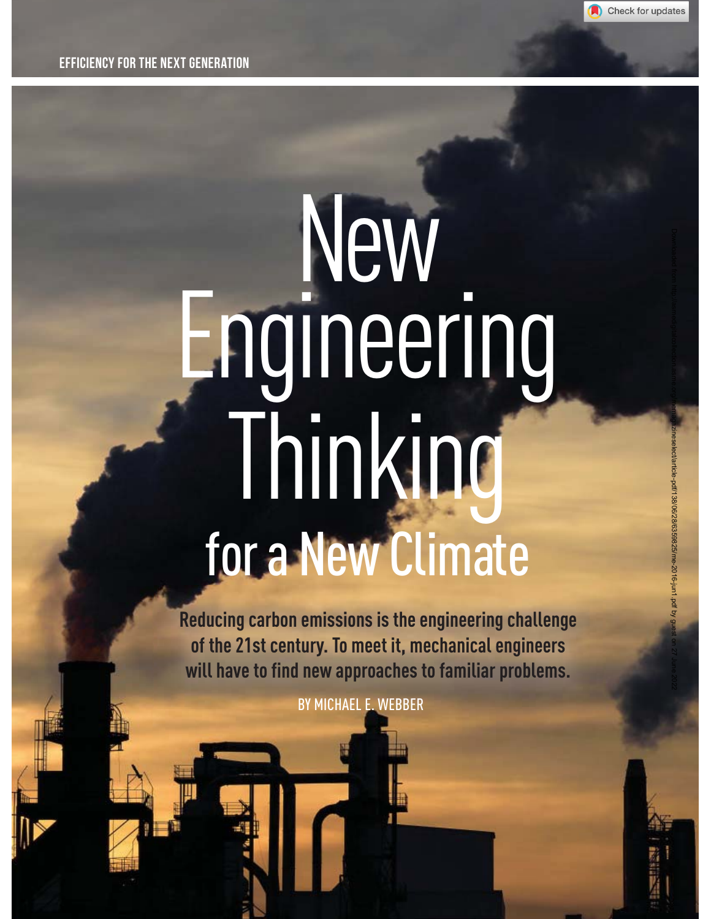EFFICIENCY FOR THE NEXT GENERATION

# New Engineering Thinking for a New Climate

**Reducing carbon emissions is the engineering challenge of the 21st century. To meet it, mechanical engineers will have to find new approaches to familiar problems.**

BY MICHAEL E. WEBBER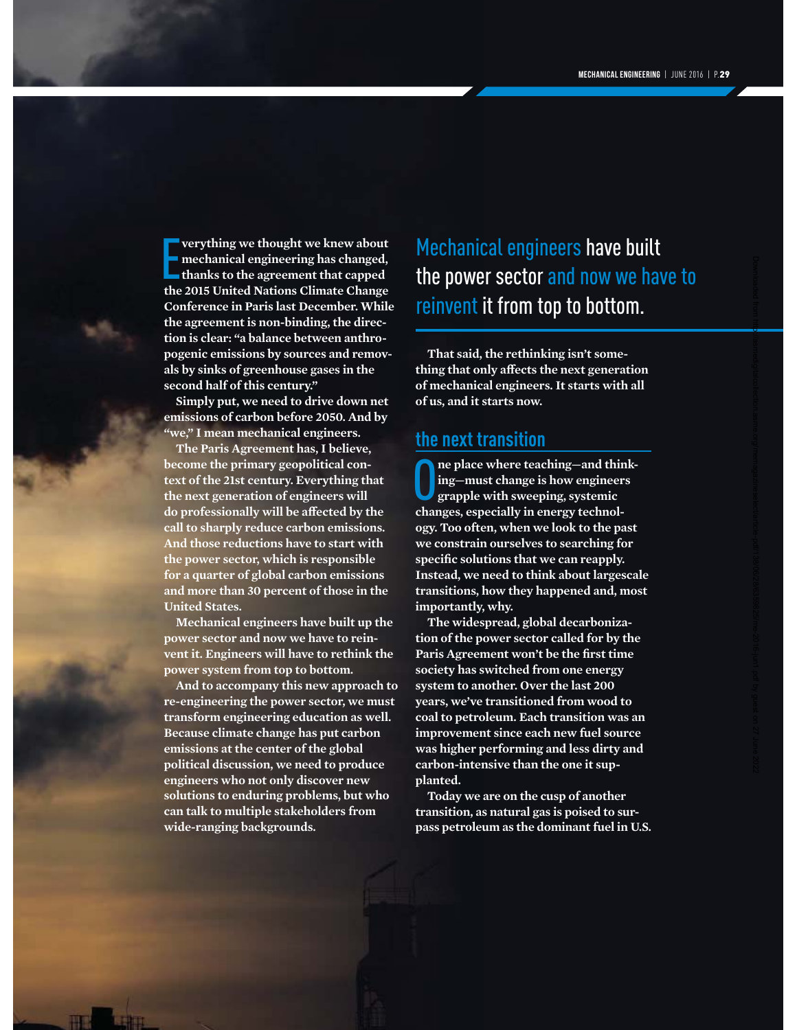Everything we thought we knew about mechanical engineering has changed, thanks to the agreement that capped the 2015 United Nations Climate Change Conference in Paris last December. While the agreement is non-binding, the direction is clear: "a balance between anthropogenic emissions by sources and removals by sinks of greenhouse gases in the second half of this century."

Simply put, we need to drive down net emissions of carbon before 2050. And by "we," I mean mechanical engineers.

The Paris Agreement has, I believe, become the primary geopolitical context of the 21st century. Everything that the next generation of engineers will do professionally will be affected by the call to sharply reduce carbon emissions. And those reductions have to start with the power sector, which is responsible for a quarter of global carbon emissions and more than 30 percent of those in the United States.

Mechanical engineers have built up the power sector and now we have to reinvent it. Engineers will have to rethink the power system from top to bottom.

And to accompany this new approach to re-engineering the power sector, we must transform engineering education as well. Because climate change has put carbon emissions at the center of the global political discussion, we need to produce engineers who not only discover new solutions to enduring problems, but who can talk to multiple stakeholders from wide-ranging backgrounds.

> Mechanical engineers have built the power sector and now we have to reinvent it from top to bottom.

That said, the rethinking isn't something that only affects the next generation of mechanical engineers. It starts with all of us, and it starts now.

## the next transition

One place where teaching—and thinking—must change is how engineers grapple with sweeping, systemic changes, especially in energy technology. Too often, when we look to the past we constrain ourselves to searching for specific solutions that we can reapply. Instead, we need to think about largescale transitions, how they happened and, most importantly, why.

The widespread, global decarbonization of the power sector called for by the Paris Agreement won't be the first time society has switched from one energy system to another. Over the last 200 years, we've transitioned from wood to coal to petroleum. Each transition was an improvement since each new fuel source was higher performing and less dirty and carbon-intensive than the one it supplanted.

Today we are on the cusp of another transition, as natural gas is poised to surpass petroleum as the dominant fuel in U.S.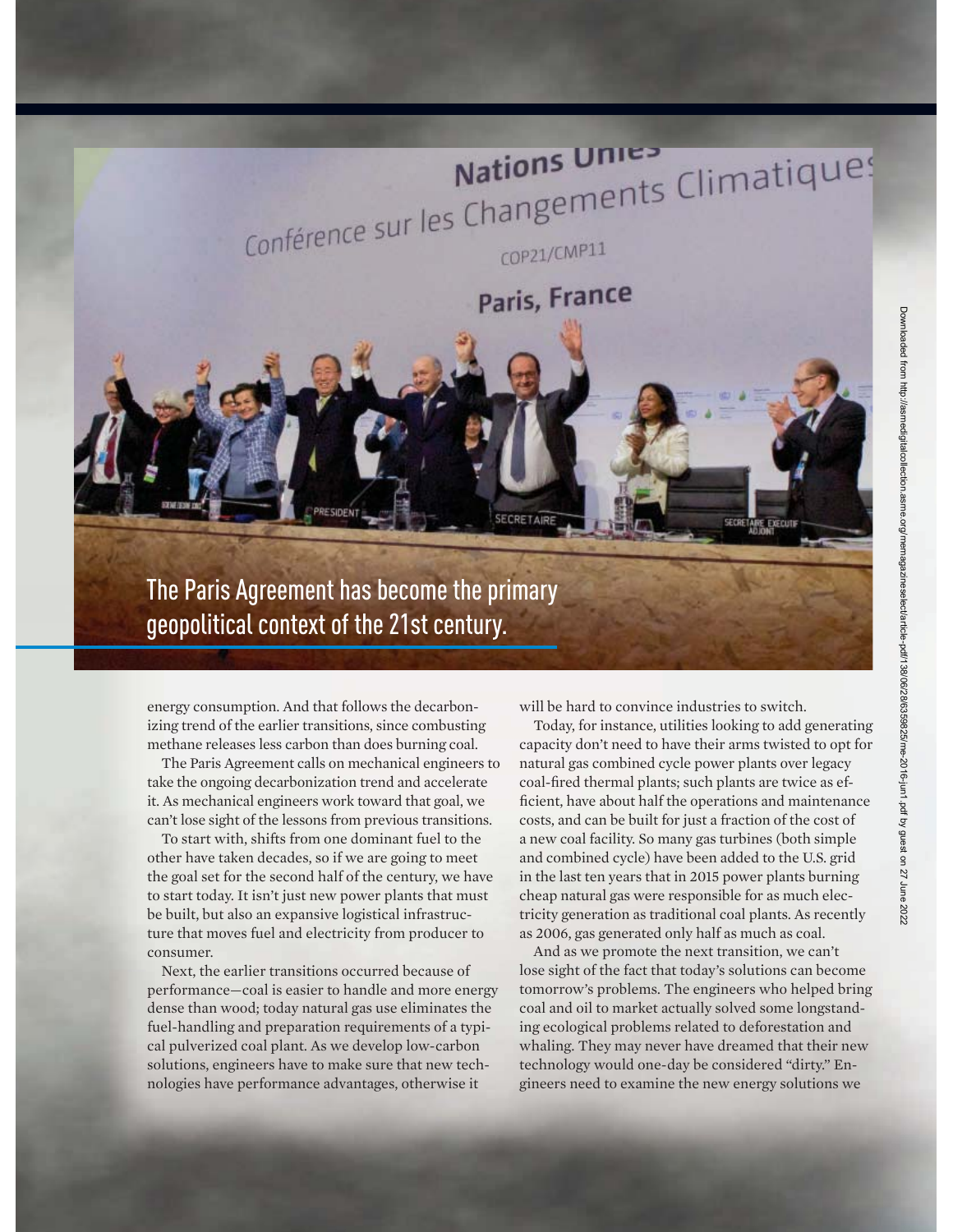The Paris Agreement has become the primary geopolitical context of the 21st century.

energy consumption. And that follows the decarbonizing trend of the earlier transitions, since combusting methane releases less carbon than does burning coal.

The Paris Agreement calls on mechanical engineers to take the ongoing decarbonization trend and accelerate it. As mechanical engineers work toward that goal, we can't lose sight of the lessons from previous transitions.

To start with, shifts from one dominant fuel to the other have taken decades, so if we are going to meet the goal set for the second half of the century, we have to start today. It isn't just new power plants that must be built, but also an expansive logistical infrastructure that moves fuel and electricity from producer to consumer.

Next, the earlier transitions occurred because of performance—coal is easier to handle and more energy dense than wood; today natural gas use eliminates the fuel-handling and preparation requirements of a typical pulverized coal plant. As we develop low-carbon solutions, engineers have to make sure that new technologies have performance advantages, otherwise it will be hard to convince industries to switch.

Today, for instance, utilities looking to add generating capacity don't need to have their arms twisted to opt for natural gas combined cycle power plants over legacy coal-fired thermal plants; such plants are twice as efficient, have about half the operations and maintenance costs, and can be built for just a fraction of the cost of a new coal facility. So many gas turbines (both simple and combined cycle) have been added to the U.S. grid in the last ten years that in 2015 power plants burning cheap natural gas were responsible for as much electricity generation as traditional coal plants. As recently as 2006, gas generated only half as much as coal.

And as we promote the next transition, we can't lose sight of the fact that today's solutions can become tomorrow's problems. The engineers who helped bring coal and oil to market actually solved some longstanding ecological problems related to deforestation and whaling. They may never have dreamed that their new technology would one-day be considered "dirty." Engineers need to examine the new energy solutions we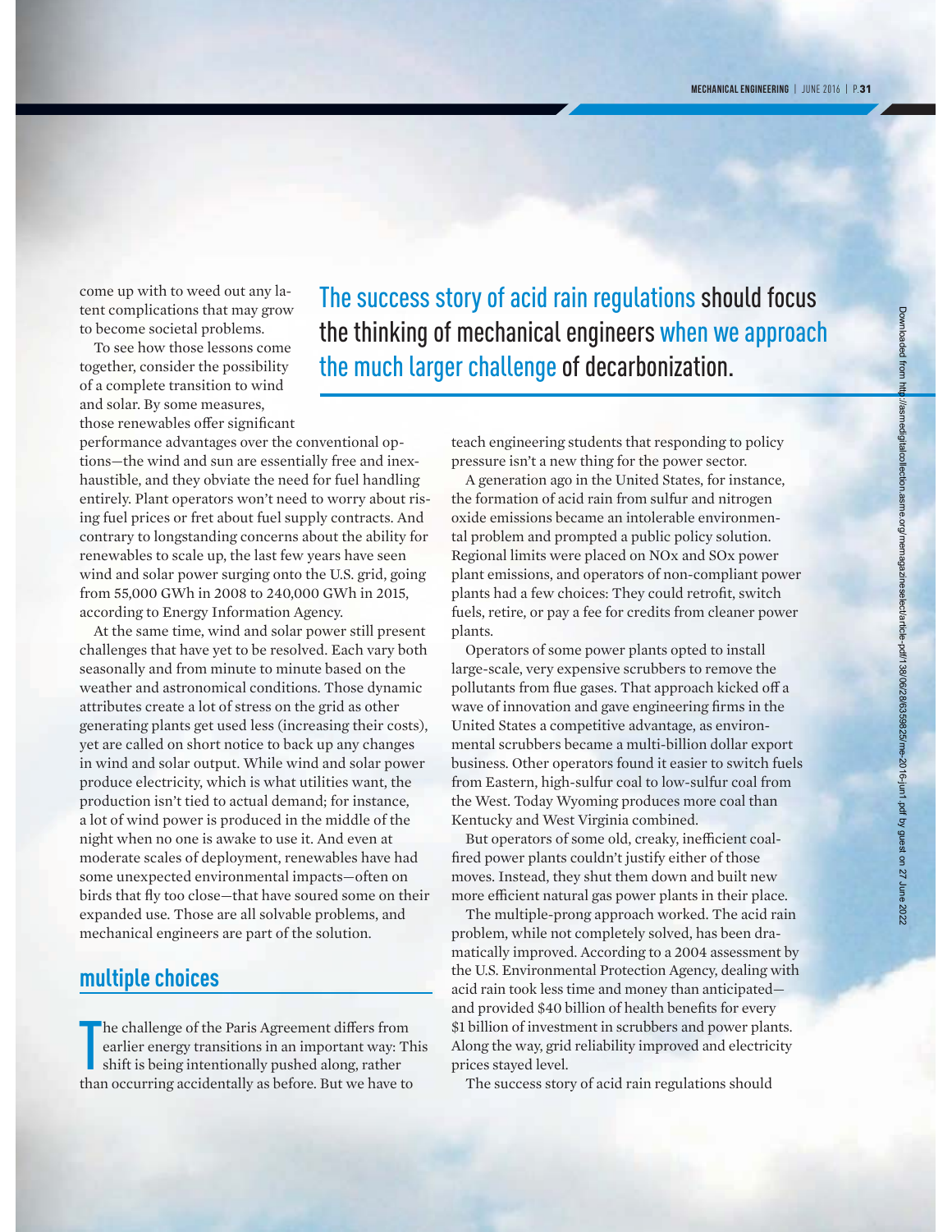come up with to weed out any latent complications that may grow to become societal problems.

To see how those lessons come together, consider the possibility of a complete transition to wind and solar. By some measures, those renewables offer significant performance advantages over the conventional options—the wind and sun are essentially free and inexhaustible, and they obviate the need for fuel handling entirely. Plant operators won't need to worry about rising fuel prices or fret about fuel supply contracts. And contrary to longstanding concerns about the ability for renewables to scale up, the last few years have seen wind and solar power surging onto the U.S. grid, going from 55,000 GWh in 2008 to 240,000 GWh in 2015, according to Energy Information Agency.

At the same time, wind and solar power still present challenges that have yet to be resolved. Each vary both seasonally and from minute to minute based on the weather and astronomical conditions. Those dynamic attributes create a lot of stress on the grid as other generating plants get used less (increasing their costs), yet are called on short notice to back up any changes in wind and solar output. While wind and solar power produce electricity, which is what utilities want, the production isn't tied to actual demand; for instance, a lot of wind power is produced in the middle of the night when no one is awake to use it. And even at moderate scales of deployment, renewables have had some unexpected environmental impacts—often on birds that fly too close—that have soured some on their expanded use. Those are all solvable problems, and mechanical engineers are part of the solution.

> The success story of acid rain regulations should focus the thinking of mechanical engineers when we approach the much larger challenge of decarbonization.

## multiple choices

The challenge of the Paris Agreement differs from earlier energy transitions in an important way: This shift is being intentionally pushed along, rather than occurring accidentally as before. But we have to teach engineering students that responding to policy pressure isn't a new thing for the power sector.

A generation ago in the United States, for instance, the formation of acid rain from sulfur and nitrogen oxide emissions became an intolerable environmental problem and prompted a public policy solution. Regional limits were placed on NOx and SOx power plant emissions, and operators of non-compliant power plants had a few choices: They could retrofit, switch fuels, retire, or pay a fee for credits from cleaner power plants.

Operators of some power plants opted to install large-scale, very expensive scrubbers to remove the pollutants from flue gases. That approach kicked off a wave of innovation and gave engineering firms in the United States a competitive advantage, as environmental scrubbers became a multi-billion dollar export business. Other operators found it easier to switch fuels from Eastern, high-sulfur coal to low-sulfur coal from the West. Today Wyoming produces more coal than Kentucky and West Virginia combined.

But operators of some old, creaky, inefficient coal-fired power plants couldn't justify either of those moves. Instead, they shut them down and built new more efficient natural gas power plants in their place.

The multiple-prong approach worked. The acid rain problem, while not completely solved, has been dramatically improved. According to a 2004 assessment by the U.S. Environmental Protection Agency, dealing with acid rain took less time and money than anticipated—and provided $40 billion of health benefits for every $1 billion of investment in scrubbers and power plants. Along the way, grid reliability improved and electricity prices stayed level.

The success story of acid rain regulations should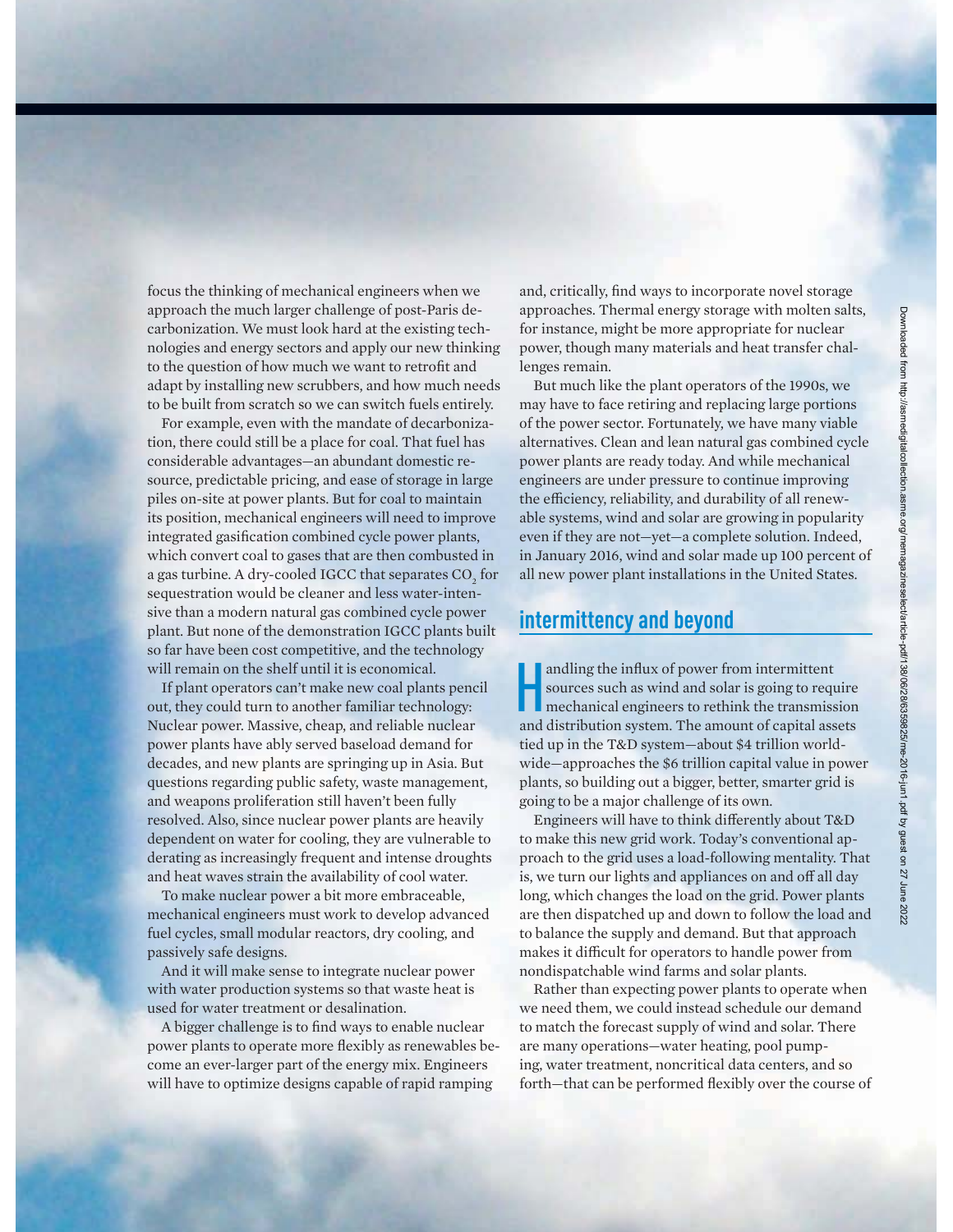focus the thinking of mechanical engineers when we approach the much larger challenge of post-Paris decarbonization. We must look hard at the existing technologies and energy sectors and apply our new thinking to the question of how much we want to retrofit and adapt by installing new scrubbers, and how much needs to be built from scratch so we can switch fuels entirely.

For example, even with the mandate of decarbonization, there could still be a place for coal. That fuel has considerable advantages—an abundant domestic resource, predictable pricing, and ease of storage in large piles on-site at power plants. But for coal to maintain its position, mechanical engineers will need to improve integrated gasification combined cycle power plants, which convert coal to gases that are then combusted in a gas turbine. A dry-cooled IGCC that separates $CO_2$ for sequestration would be cleaner and less water-intensive than a modern natural gas combined cycle power plant. But none of the demonstration IGCC plants built so far have been cost competitive, and the technology will remain on the shelf until it is economical.

If plant operators can't make new coal plants pencil out, they could turn to another familiar technology: Nuclear power. Massive, cheap, and reliable nuclear power plants have ably served baseload demand for decades, and new plants are springing up in Asia. But questions regarding public safety, waste management, and weapons proliferation still haven't been fully resolved. Also, since nuclear power plants are heavily dependent on water for cooling, they are vulnerable to derating as increasingly frequent and intense droughts and heat waves strain the availability of cool water.

To make nuclear power a bit more embraceable, mechanical engineers must work to develop advanced fuel cycles, small modular reactors, dry cooling, and passively safe designs.

And it will make sense to integrate nuclear power with water production systems so that waste heat is used for water treatment or desalination.

A bigger challenge is to find ways to enable nuclear power plants to operate more flexibly as renewables become an ever-larger part of the energy mix. Engineers will have to optimize designs capable of rapid ramping and, critically, find ways to incorporate novel storage approaches. Thermal energy storage with molten salts, for instance, might be more appropriate for nuclear power, though many materials and heat transfer challenges remain.

But much like the plant operators of the 1990s, we may have to face retiring and replacing large portions of the power sector. Fortunately, we have many viable alternatives. Clean and lean natural gas combined cycle power plants are ready today. And while mechanical engineers are under pressure to continue improving the efficiency, reliability, and durability of all renewable systems, wind and solar are growing in popularity even if they are not—yet—a complete solution. Indeed, in January 2016, wind and solar made up 100 percent of all new power plant installations in the United States.

## intermittency and beyond

Handling the influx of power from intermittent sources such as wind and solar is going to require mechanical engineers to rethink the transmission and distribution system. The amount of capital assets tied up in the T&D system—about $4 trillion worldwide—approaches the $6 trillion capital value in power plants, so building out a bigger, better, smarter grid is going to be a major challenge of its own.

Engineers will have to think differently about T&D to make this new grid work. Today's conventional approach to the grid uses a load-following mentality. That is, we turn our lights and appliances on and off all day long, which changes the load on the grid. Power plants are then dispatched up and down to follow the load and to balance the supply and demand. But that approach makes it difficult for operators to handle power from nondispatchable wind farms and solar plants.

Rather than expecting power plants to operate when we need them, we could instead schedule our demand to match the forecast supply of wind and solar. There are many operations—water heating, pool pumping, water treatment, noncritical data centers, and so forth—that can be performed flexibly over the course of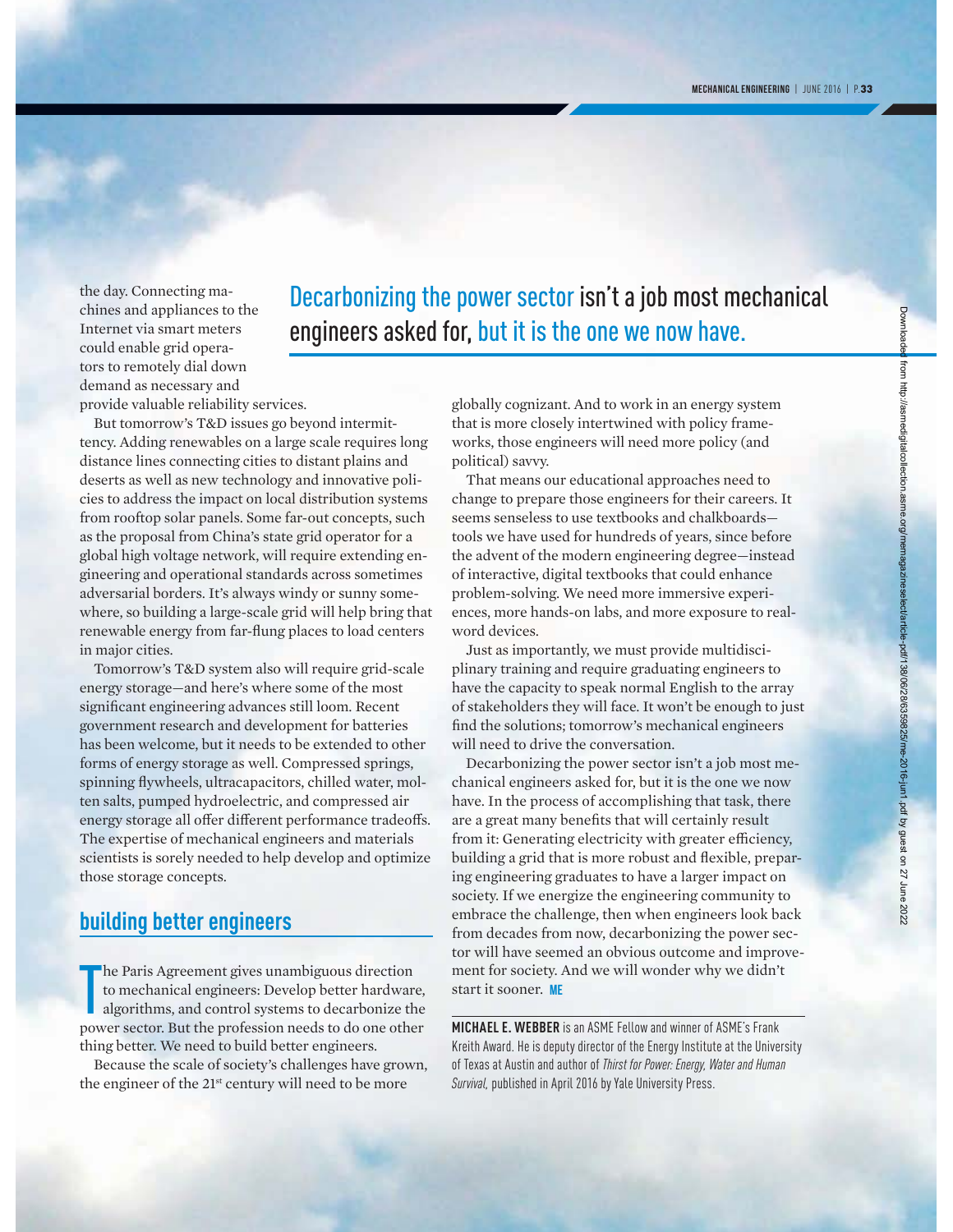the day. Connecting machines and appliances to the Internet via smart meters could enable grid operators to remotely dial down demand as necessary and provide valuable reliability services.

Decarbonizing the power sector isn't a job most mechanical engineers asked for, but it is the one we now have.

But tomorrow's T&D issues go beyond intermittency. Adding renewables on a large scale requires long distance lines connecting cities to distant plains and deserts as well as new technology and innovative policies to address the impact on local distribution systems from rooftop solar panels. Some far-out concepts, such as the proposal from China's state grid operator for a global high voltage network, will require extending engineering and operational standards across sometimes adversarial borders. It's always windy or sunny somewhere, so building a large-scale grid will help bring that renewable energy from far-flung places to load centers in major cities.

Tomorrow's T&D system also will require grid-scale energy storage—and here's where some of the most significant engineering advances still loom. Recent government research and development for batteries has been welcome, but it needs to be extended to other forms of energy storage as well. Compressed springs, spinning flywheels, ultracapacitors, chilled water, molten salts, pumped hydroelectric, and compressed air energy storage all offer different performance tradeoffs. The expertise of mechanical engineers and materials scientists is sorely needed to help develop and optimize those storage concepts.

## building better engineers

The Paris Agreement gives unambiguous direction to mechanical engineers: Develop better hardware, algorithms, and control systems to decarbonize the power sector. But the profession needs to do one other thing better. We need to build better engineers.

Because the scale of society's challenges have grown, the engineer of the 21st century will need to be more globally cognizant. And to work in an energy system that is more closely intertwined with policy frameworks, those engineers will need more policy (and political) savvy.

That means our educational approaches need to change to prepare those engineers for their careers. It seems senseless to use textbooks and chalkboards—tools we have used for hundreds of years, since before the advent of the modern engineering degree—instead of interactive, digital textbooks that could enhance problem-solving. We need more immersive experiences, more hands-on labs, and more exposure to real-word devices.

Just as importantly, we must provide multidisciplinary training and require graduating engineers to have the capacity to speak normal English to the array of stakeholders they will face. It won't be enough to just find the solutions; tomorrow's mechanical engineers will need to drive the conversation.

Decarbonizing the power sector isn't a job most mechanical engineers asked for, but it is the one we now have. In the process of accomplishing that task, there are a great many benefits that will certainly result from it: Generating electricity with greater efficiency, building a grid that is more robust and flexible, preparing engineering graduates to have a larger impact on society. If we energize the engineering community to embrace the challenge, then when engineers look back from decades from now, decarbonizing the power sector will have seemed an obvious outcome and improvement for society. And we will wonder why we didn't start it sooner. ME

**MICHAEL E. WEBBER** is an ASME Fellow and winner of ASME's Frank Kreith Award. He is deputy director of the Energy Institute at the University of Texas at Austin and author of *Thirst for Power: Energy, Water and Human Survival,* published in April 2016 by Yale University Press.